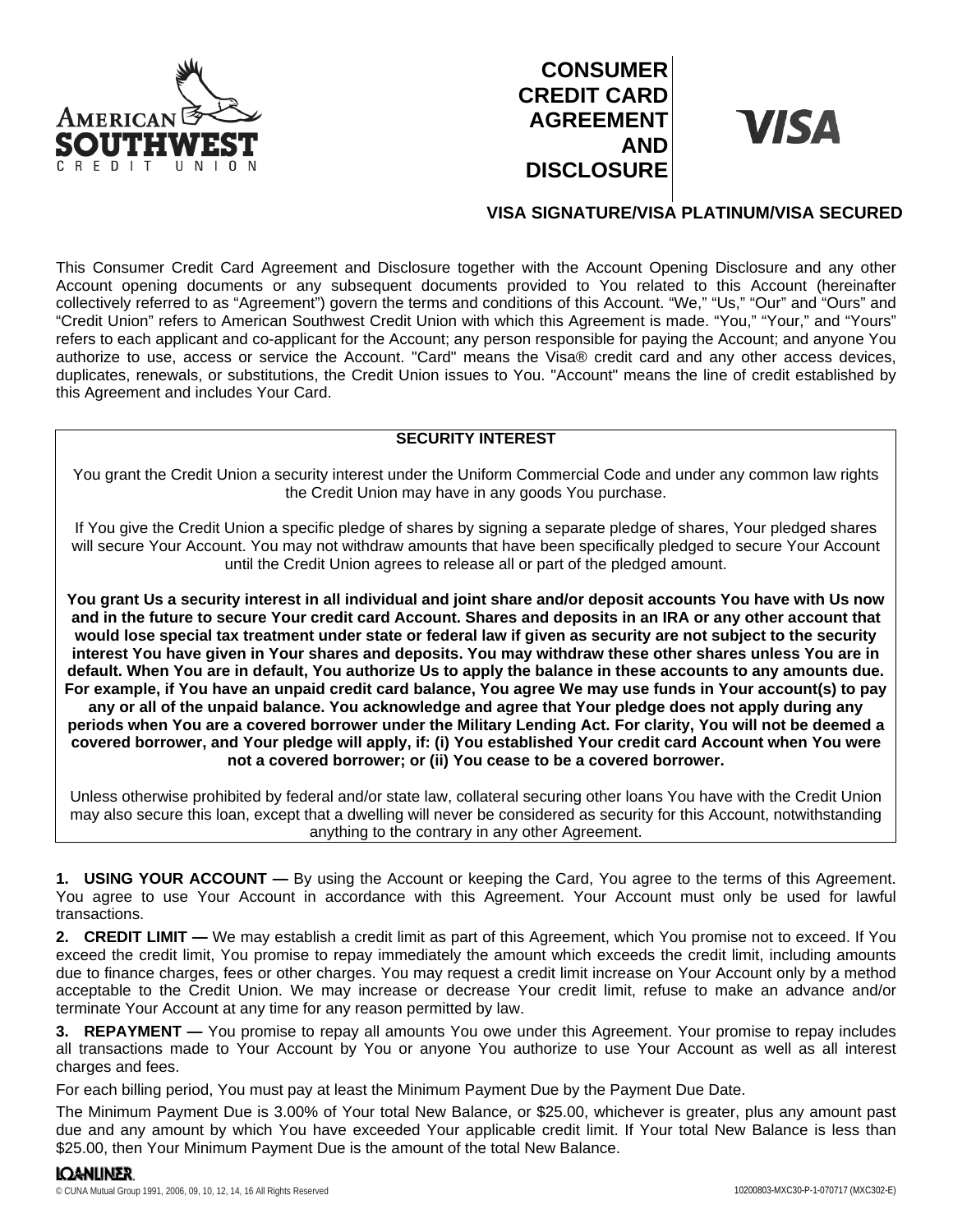American Southwest Credit Union

# CONSUMER CREDIT CARD AGREEMENT AND DISCLOSURE

VISA

## VISA SIGNATURE/VISA PLATINUM/VISA SECURED

This Consumer Credit Card Agreement and Disclosure together with the Account Opening Disclosure and any other Account opening documents or any subsequent documents provided to You related to this Account (hereinafter collectively referred to as "Agreement") govern the terms and conditions of this Account. "We," "Us," "Our" and "Ours" and "Credit Union" refers to American Southwest Credit Union with which this Agreement is made. "You," "Your," and "Yours" refers to each applicant and co-applicant for the Account; any person responsible for paying the Account; and anyone You authorize to use, access or service the Account. "Card" means the Visa® credit card and any other access devices, duplicates, renewals, or substitutions, the Credit Union issues to You. "Account" means the line of credit established by this Agreement and includes Your Card.

### SECURITY INTEREST

You grant the Credit Union a security interest under the Uniform Commercial Code and under any common law rights the Credit Union may have in any goods You purchase.

If You give the Credit Union a specific pledge of shares by signing a separate pledge of shares, Your pledged shares will secure Your Account. You may not withdraw amounts that have been specifically pledged to secure Your Account until the Credit Union agrees to release all or part of the pledged amount.

**You grant Us a security interest in all individual and joint share and/or deposit accounts You have with Us now and in the future to secure Your credit card Account. Shares and deposits in an IRA or any other account that would lose special tax treatment under state or federal law if given as security are not subject to the security interest You have given in Your shares and deposits. You may withdraw these other shares unless You are in default. When You are in default, You authorize Us to apply the balance in these accounts to any amounts due. For example, if You have an unpaid credit card balance, You agree We may use funds in Your account(s) to pay any or all of the unpaid balance. You acknowledge and agree that Your pledge does not apply during any periods when You are a covered borrower under the Military Lending Act. For clarity, You will not be deemed a covered borrower, and Your pledge will apply, if: (i) You established Your credit card Account when You were not a covered borrower; or (ii) You cease to be a covered borrower.**

Unless otherwise prohibited by federal and/or state law, collateral securing other loans You have with the Credit Union may also secure this loan, except that a dwelling will never be considered as security for this Account, notwithstanding anything to the contrary in any other Agreement.

**1. USING YOUR ACCOUNT —** By using the Account or keeping the Card, You agree to the terms of this Agreement. You agree to use Your Account in accordance with this Agreement. Your Account must only be used for lawful transactions.

**2. CREDIT LIMIT —** We may establish a credit limit as part of this Agreement, which You promise not to exceed. If You exceed the credit limit, You promise to repay immediately the amount which exceeds the credit limit, including amounts due to finance charges, fees or other charges. You may request a credit limit increase on Your Account only by a method acceptable to the Credit Union. We may increase or decrease Your credit limit, refuse to make an advance and/or terminate Your Account at any time for any reason permitted by law.

**3. REPAYMENT —** You promise to repay all amounts You owe under this Agreement. Your promise to repay includes all transactions made to Your Account by You or anyone You authorize to use Your Account as well as all interest charges and fees.

For each billing period, You must pay at least the Minimum Payment Due by the Payment Due Date.

The Minimum Payment Due is 3.00% of Your total New Balance, or $25.00, whichever is greater, plus any amount past due and any amount by which You have exceeded Your applicable credit limit. If Your total New Balance is less than $25.00, then Your Minimum Payment Due is the amount of the total New Balance.

LOANLINER.
© CUNA Mutual Group 1991, 2006, 09, 10, 12, 14, 16 All Rights Reserved
10200803-MXC30-P-1-070717 (MXC302-E)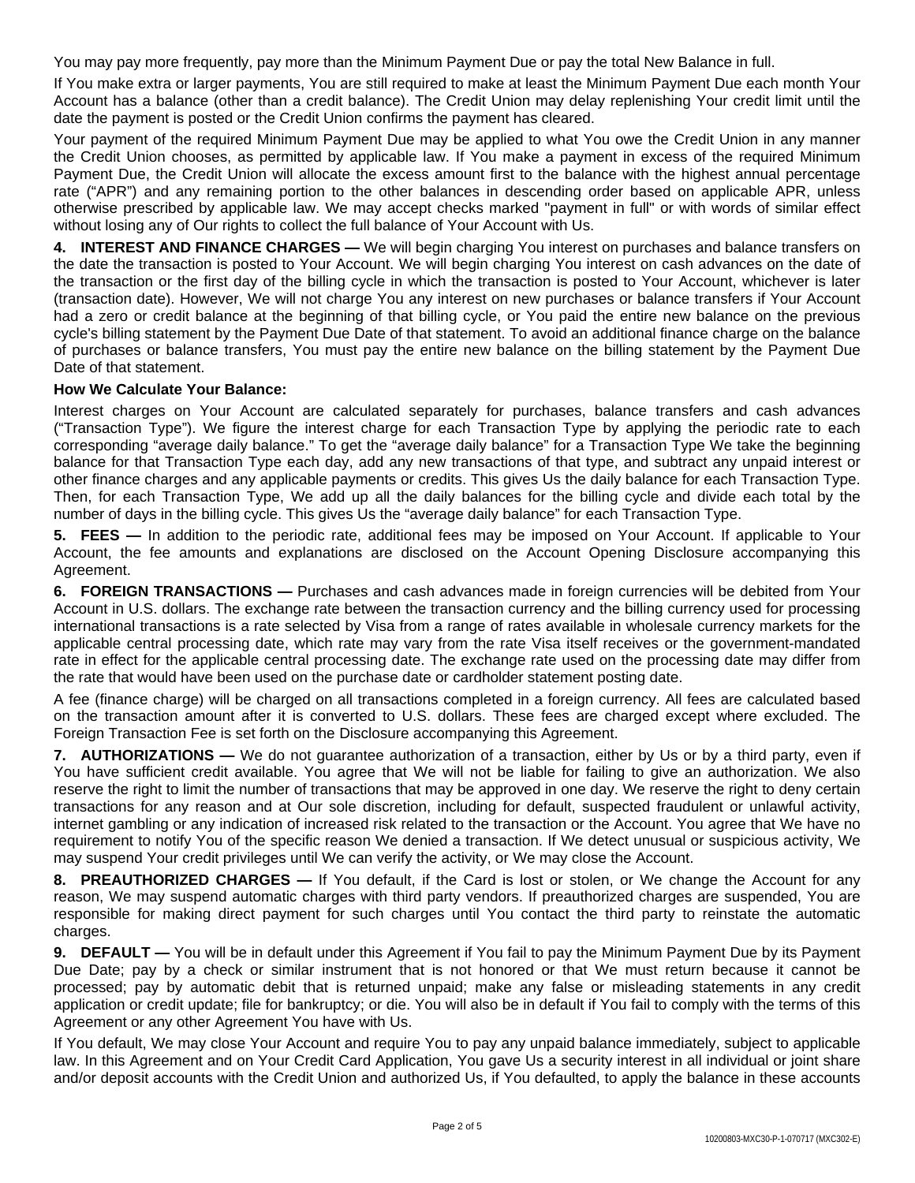You may pay more frequently, pay more than the Minimum Payment Due or pay the total New Balance in full.

If You make extra or larger payments, You are still required to make at least the Minimum Payment Due each month Your Account has a balance (other than a credit balance). The Credit Union may delay replenishing Your credit limit until the date the payment is posted or the Credit Union confirms the payment has cleared.

Your payment of the required Minimum Payment Due may be applied to what You owe the Credit Union in any manner the Credit Union chooses, as permitted by applicable law. If You make a payment in excess of the required Minimum Payment Due, the Credit Union will allocate the excess amount first to the balance with the highest annual percentage rate ("APR") and any remaining portion to the other balances in descending order based on applicable APR, unless otherwise prescribed by applicable law. We may accept checks marked "payment in full" or with words of similar effect without losing any of Our rights to collect the full balance of Your Account with Us.

**4. INTEREST AND FINANCE CHARGES —** We will begin charging You interest on purchases and balance transfers on the date the transaction is posted to Your Account. We will begin charging You interest on cash advances on the date of the transaction or the first day of the billing cycle in which the transaction is posted to Your Account, whichever is later (transaction date). However, We will not charge You any interest on new purchases or balance transfers if Your Account had a zero or credit balance at the beginning of that billing cycle, or You paid the entire new balance on the previous cycle's billing statement by the Payment Due Date of that statement. To avoid an additional finance charge on the balance of purchases or balance transfers, You must pay the entire new balance on the billing statement by the Payment Due Date of that statement.

**How We Calculate Your Balance:**

Interest charges on Your Account are calculated separately for purchases, balance transfers and cash advances ("Transaction Type"). We figure the interest charge for each Transaction Type by applying the periodic rate to each corresponding "average daily balance." To get the "average daily balance" for a Transaction Type We take the beginning balance for that Transaction Type each day, add any new transactions of that type, and subtract any unpaid interest or other finance charges and any applicable payments or credits. This gives Us the daily balance for each Transaction Type. Then, for each Transaction Type, We add up all the daily balances for the billing cycle and divide each total by the number of days in the billing cycle. This gives Us the "average daily balance" for each Transaction Type.

**5. FEES —** In addition to the periodic rate, additional fees may be imposed on Your Account. If applicable to Your Account, the fee amounts and explanations are disclosed on the Account Opening Disclosure accompanying this Agreement.

**6. FOREIGN TRANSACTIONS —** Purchases and cash advances made in foreign currencies will be debited from Your Account in U.S. dollars. The exchange rate between the transaction currency and the billing currency used for processing international transactions is a rate selected by Visa from a range of rates available in wholesale currency markets for the applicable central processing date, which rate may vary from the rate Visa itself receives or the government-mandated rate in effect for the applicable central processing date. The exchange rate used on the processing date may differ from the rate that would have been used on the purchase date or cardholder statement posting date.

A fee (finance charge) will be charged on all transactions completed in a foreign currency. All fees are calculated based on the transaction amount after it is converted to U.S. dollars. These fees are charged except where excluded. The Foreign Transaction Fee is set forth on the Disclosure accompanying this Agreement.

**7. AUTHORIZATIONS —** We do not guarantee authorization of a transaction, either by Us or by a third party, even if You have sufficient credit available. You agree that We will not be liable for failing to give an authorization. We also reserve the right to limit the number of transactions that may be approved in one day. We reserve the right to deny certain transactions for any reason and at Our sole discretion, including for default, suspected fraudulent or unlawful activity, internet gambling or any indication of increased risk related to the transaction or the Account. You agree that We have no requirement to notify You of the specific reason We denied a transaction. If We detect unusual or suspicious activity, We may suspend Your credit privileges until We can verify the activity, or We may close the Account.

**8. PREAUTHORIZED CHARGES —** If You default, if the Card is lost or stolen, or We change the Account for any reason, We may suspend automatic charges with third party vendors. If preauthorized charges are suspended, You are responsible for making direct payment for such charges until You contact the third party to reinstate the automatic charges.

**9. DEFAULT —** You will be in default under this Agreement if You fail to pay the Minimum Payment Due by its Payment Due Date; pay by a check or similar instrument that is not honored or that We must return because it cannot be processed; pay by automatic debit that is returned unpaid; make any false or misleading statements in any credit application or credit update; file for bankruptcy; or die. You will also be in default if You fail to comply with the terms of this Agreement or any other Agreement You have with Us.

If You default, We may close Your Account and require You to pay any unpaid balance immediately, subject to applicable law. In this Agreement and on Your Credit Card Application, You gave Us a security interest in all individual or joint share and/or deposit accounts with the Credit Union and authorized Us, if You defaulted, to apply the balance in these accounts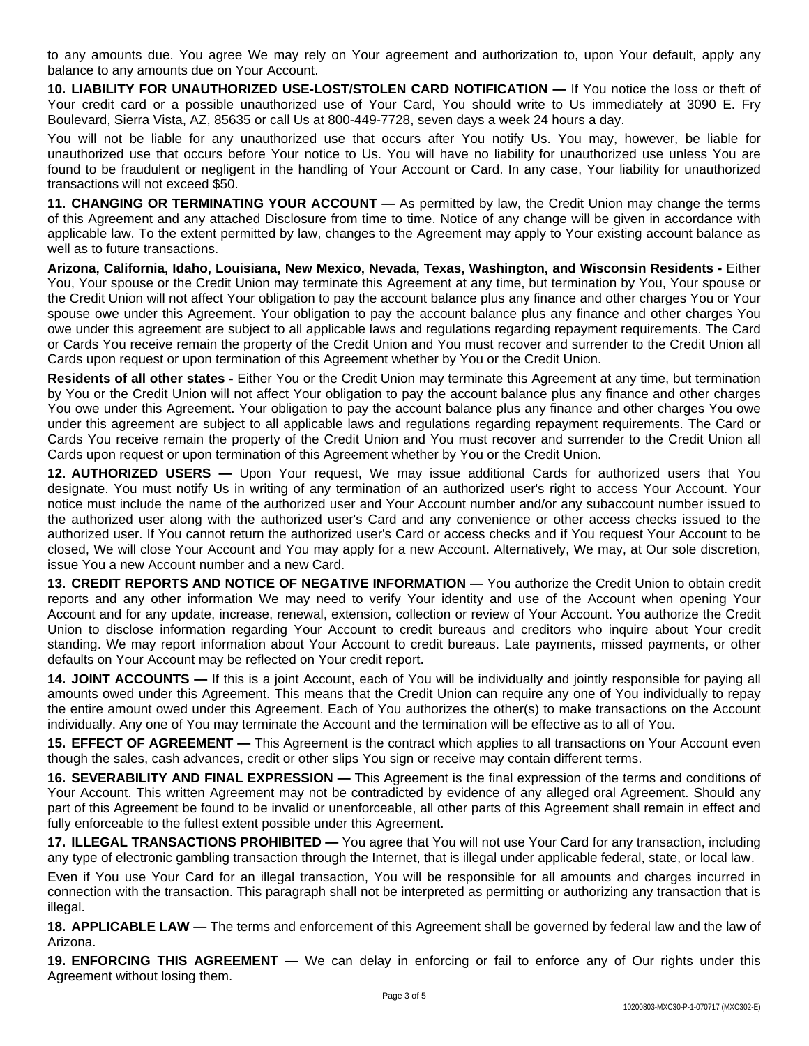to any amounts due. You agree We may rely on Your agreement and authorization to, upon Your default, apply any balance to any amounts due on Your Account.

**10. LIABILITY FOR UNAUTHORIZED USE-LOST/STOLEN CARD NOTIFICATION —** If You notice the loss or theft of Your credit card or a possible unauthorized use of Your Card, You should write to Us immediately at 3090 E. Fry Boulevard, Sierra Vista, AZ, 85635 or call Us at 800-449-7728, seven days a week 24 hours a day.

You will not be liable for any unauthorized use that occurs after You notify Us. You may, however, be liable for unauthorized use that occurs before Your notice to Us. You will have no liability for unauthorized use unless You are found to be fraudulent or negligent in the handling of Your Account or Card. In any case, Your liability for unauthorized transactions will not exceed $50.

**11. CHANGING OR TERMINATING YOUR ACCOUNT —** As permitted by law, the Credit Union may change the terms of this Agreement and any attached Disclosure from time to time. Notice of any change will be given in accordance with applicable law. To the extent permitted by law, changes to the Agreement may apply to Your existing account balance as well as to future transactions.

**Arizona, California, Idaho, Louisiana, New Mexico, Nevada, Texas, Washington, and Wisconsin Residents -** Either You, Your spouse or the Credit Union may terminate this Agreement at any time, but termination by You, Your spouse or the Credit Union will not affect Your obligation to pay the account balance plus any finance and other charges You or Your spouse owe under this Agreement. Your obligation to pay the account balance plus any finance and other charges You owe under this agreement are subject to all applicable laws and regulations regarding repayment requirements. The Card or Cards You receive remain the property of the Credit Union and You must recover and surrender to the Credit Union all Cards upon request or upon termination of this Agreement whether by You or the Credit Union.

**Residents of all other states -** Either You or the Credit Union may terminate this Agreement at any time, but termination by You or the Credit Union will not affect Your obligation to pay the account balance plus any finance and other charges You owe under this Agreement. Your obligation to pay the account balance plus any finance and other charges You owe under this agreement are subject to all applicable laws and regulations regarding repayment requirements. The Card or Cards You receive remain the property of the Credit Union and You must recover and surrender to the Credit Union all Cards upon request or upon termination of this Agreement whether by You or the Credit Union.

**12. AUTHORIZED USERS —** Upon Your request, We may issue additional Cards for authorized users that You designate. You must notify Us in writing of any termination of an authorized user's right to access Your Account. Your notice must include the name of the authorized user and Your Account number and/or any subaccount number issued to the authorized user along with the authorized user's Card and any convenience or other access checks issued to the authorized user. If You cannot return the authorized user's Card or access checks and if You request Your Account to be closed, We will close Your Account and You may apply for a new Account. Alternatively, We may, at Our sole discretion, issue You a new Account number and a new Card.

**13. CREDIT REPORTS AND NOTICE OF NEGATIVE INFORMATION —** You authorize the Credit Union to obtain credit reports and any other information We may need to verify Your identity and use of the Account when opening Your Account and for any update, increase, renewal, extension, collection or review of Your Account. You authorize the Credit Union to disclose information regarding Your Account to credit bureaus and creditors who inquire about Your credit standing. We may report information about Your Account to credit bureaus. Late payments, missed payments, or other defaults on Your Account may be reflected on Your credit report.

**14. JOINT ACCOUNTS —** If this is a joint Account, each of You will be individually and jointly responsible for paying all amounts owed under this Agreement. This means that the Credit Union can require any one of You individually to repay the entire amount owed under this Agreement. Each of You authorizes the other(s) to make transactions on the Account individually. Any one of You may terminate the Account and the termination will be effective as to all of You.

**15. EFFECT OF AGREEMENT —** This Agreement is the contract which applies to all transactions on Your Account even though the sales, cash advances, credit or other slips You sign or receive may contain different terms.

**16. SEVERABILITY AND FINAL EXPRESSION —** This Agreement is the final expression of the terms and conditions of Your Account. This written Agreement may not be contradicted by evidence of any alleged oral Agreement. Should any part of this Agreement be found to be invalid or unenforceable, all other parts of this Agreement shall remain in effect and fully enforceable to the fullest extent possible under this Agreement.

**17. ILLEGAL TRANSACTIONS PROHIBITED —** You agree that You will not use Your Card for any transaction, including any type of electronic gambling transaction through the Internet, that is illegal under applicable federal, state, or local law.

Even if You use Your Card for an illegal transaction, You will be responsible for all amounts and charges incurred in connection with the transaction. This paragraph shall not be interpreted as permitting or authorizing any transaction that is illegal.

**18. APPLICABLE LAW —** The terms and enforcement of this Agreement shall be governed by federal law and the law of Arizona.

**19. ENFORCING THIS AGREEMENT —** We can delay in enforcing or fail to enforce any of Our rights under this Agreement without losing them.

10200803-MXC30-P-1-070717 (MXC302-E)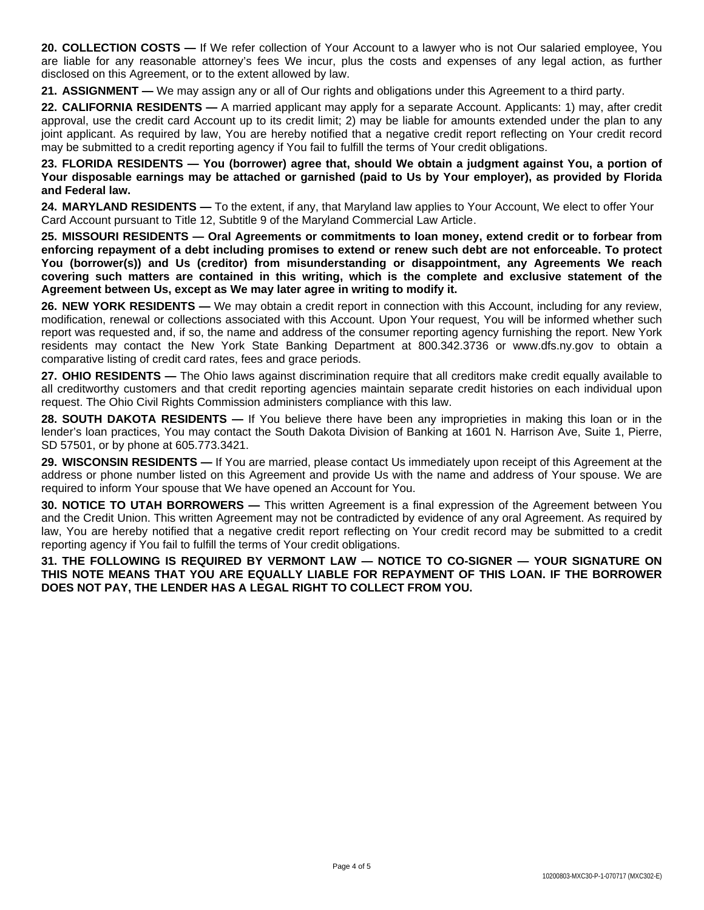**20. COLLECTION COSTS —** If We refer collection of Your Account to a lawyer who is not Our salaried employee, You are liable for any reasonable attorney's fees We incur, plus the costs and expenses of any legal action, as further disclosed on this Agreement, or to the extent allowed by law.

**21. ASSIGNMENT —** We may assign any or all of Our rights and obligations under this Agreement to a third party.

**22. CALIFORNIA RESIDENTS —** A married applicant may apply for a separate Account. Applicants: 1) may, after credit approval, use the credit card Account up to its credit limit; 2) may be liable for amounts extended under the plan to any joint applicant. As required by law, You are hereby notified that a negative credit report reflecting on Your credit record may be submitted to a credit reporting agency if You fail to fulfill the terms of Your credit obligations.

**23. FLORIDA RESIDENTS — You (borrower) agree that, should We obtain a judgment against You, a portion of Your disposable earnings may be attached or garnished (paid to Us by Your employer), as provided by Florida and Federal law.**

**24. MARYLAND RESIDENTS —** To the extent, if any, that Maryland law applies to Your Account, We elect to offer Your Card Account pursuant to Title 12, Subtitle 9 of the Maryland Commercial Law Article.

**25. MISSOURI RESIDENTS — Oral Agreements or commitments to loan money, extend credit or to forbear from enforcing repayment of a debt including promises to extend or renew such debt are not enforceable. To protect You (borrower(s)) and Us (creditor) from misunderstanding or disappointment, any Agreements We reach covering such matters are contained in this writing, which is the complete and exclusive statement of the Agreement between Us, except as We may later agree in writing to modify it.**

**26. NEW YORK RESIDENTS —** We may obtain a credit report in connection with this Account, including for any review, modification, renewal or collections associated with this Account. Upon Your request, You will be informed whether such report was requested and, if so, the name and address of the consumer reporting agency furnishing the report. New York residents may contact the New York State Banking Department at 800.342.3736 or www.dfs.ny.gov to obtain a comparative listing of credit card rates, fees and grace periods.

**27. OHIO RESIDENTS —** The Ohio laws against discrimination require that all creditors make credit equally available to all creditworthy customers and that credit reporting agencies maintain separate credit histories on each individual upon request. The Ohio Civil Rights Commission administers compliance with this law.

**28. SOUTH DAKOTA RESIDENTS —** If You believe there have been any improprieties in making this loan or in the lender's loan practices, You may contact the South Dakota Division of Banking at 1601 N. Harrison Ave, Suite 1, Pierre, SD 57501, or by phone at 605.773.3421.

**29. WISCONSIN RESIDENTS —** If You are married, please contact Us immediately upon receipt of this Agreement at the address or phone number listed on this Agreement and provide Us with the name and address of Your spouse. We are required to inform Your spouse that We have opened an Account for You.

**30. NOTICE TO UTAH BORROWERS —** This written Agreement is a final expression of the Agreement between You and the Credit Union. This written Agreement may not be contradicted by evidence of any oral Agreement. As required by law, You are hereby notified that a negative credit report reflecting on Your credit record may be submitted to a credit reporting agency if You fail to fulfill the terms of Your credit obligations.

**31. THE FOLLOWING IS REQUIRED BY VERMONT LAW — NOTICE TO CO-SIGNER — YOUR SIGNATURE ON THIS NOTE MEANS THAT YOU ARE EQUALLY LIABLE FOR REPAYMENT OF THIS LOAN. IF THE BORROWER DOES NOT PAY, THE LENDER HAS A LEGAL RIGHT TO COLLECT FROM YOU.**

10200803-MXC30-P-1-070717 (MXC302-E)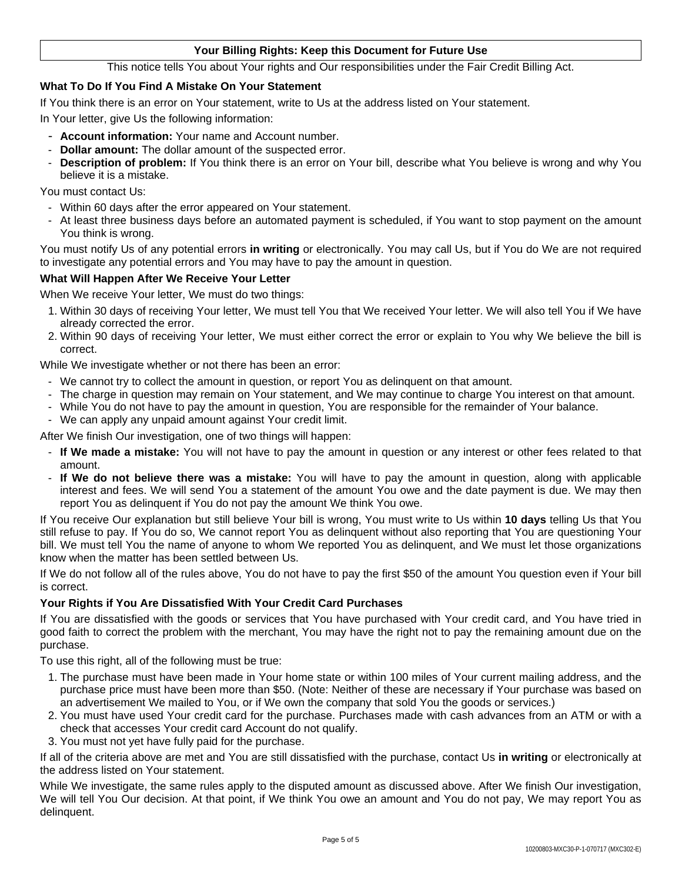## Your Billing Rights: Keep this Document for Future Use

This notice tells You about Your rights and Our responsibilities under the Fair Credit Billing Act.

### What To Do If You Find A Mistake On Your Statement

If You think there is an error on Your statement, write to Us at the address listed on Your statement.

In Your letter, give Us the following information:

- **Account information:** Your name and Account number.
- **Dollar amount:** The dollar amount of the suspected error.
- **Description of problem:** If You think there is an error on Your bill, describe what You believe is wrong and why You believe it is a mistake.

You must contact Us:

- Within 60 days after the error appeared on Your statement.
- At least three business days before an automated payment is scheduled, if You want to stop payment on the amount You think is wrong.

You must notify Us of any potential errors **in writing** or electronically. You may call Us, but if You do We are not required to investigate any potential errors and You may have to pay the amount in question.

### What Will Happen After We Receive Your Letter

When We receive Your letter, We must do two things:

1. Within 30 days of receiving Your letter, We must tell You that We received Your letter. We will also tell You if We have already corrected the error.
2. Within 90 days of receiving Your letter, We must either correct the error or explain to You why We believe the bill is correct.

While We investigate whether or not there has been an error:

- We cannot try to collect the amount in question, or report You as delinquent on that amount.
- The charge in question may remain on Your statement, and We may continue to charge You interest on that amount.
- While You do not have to pay the amount in question, You are responsible for the remainder of Your balance.
- We can apply any unpaid amount against Your credit limit.

After We finish Our investigation, one of two things will happen:

- **If We made a mistake:** You will not have to pay the amount in question or any interest or other fees related to that amount.
- **If We do not believe there was a mistake:** You will have to pay the amount in question, along with applicable interest and fees. We will send You a statement of the amount You owe and the date payment is due. We may then report You as delinquent if You do not pay the amount We think You owe.

If You receive Our explanation but still believe Your bill is wrong, You must write to Us within **10 days** telling Us that You still refuse to pay. If You do so, We cannot report You as delinquent without also reporting that You are questioning Your bill. We must tell You the name of anyone to whom We reported You as delinquent, and We must let those organizations know when the matter has been settled between Us.

If We do not follow all of the rules above, You do not have to pay the first $50 of the amount You question even if Your bill is correct.

### Your Rights if You Are Dissatisfied With Your Credit Card Purchases

If You are dissatisfied with the goods or services that You have purchased with Your credit card, and You have tried in good faith to correct the problem with the merchant, You may have the right not to pay the remaining amount due on the purchase.

To use this right, all of the following must be true:

1. The purchase must have been made in Your home state or within 100 miles of Your current mailing address, and the purchase price must have been more than $50. (Note: Neither of these are necessary if Your purchase was based on an advertisement We mailed to You, or if We own the company that sold You the goods or services.)
2. You must have used Your credit card for the purchase. Purchases made with cash advances from an ATM or with a check that accesses Your credit card Account do not qualify.
3. You must not yet have fully paid for the purchase.

If all of the criteria above are met and You are still dissatisfied with the purchase, contact Us **in writing** or electronically at the address listed on Your statement.

While We investigate, the same rules apply to the disputed amount as discussed above. After We finish Our investigation, We will tell You Our decision. At that point, if We think You owe an amount and You do not pay, We may report You as delinquent.

10200803-MXC30-P-1-070717 (MXC302-E)